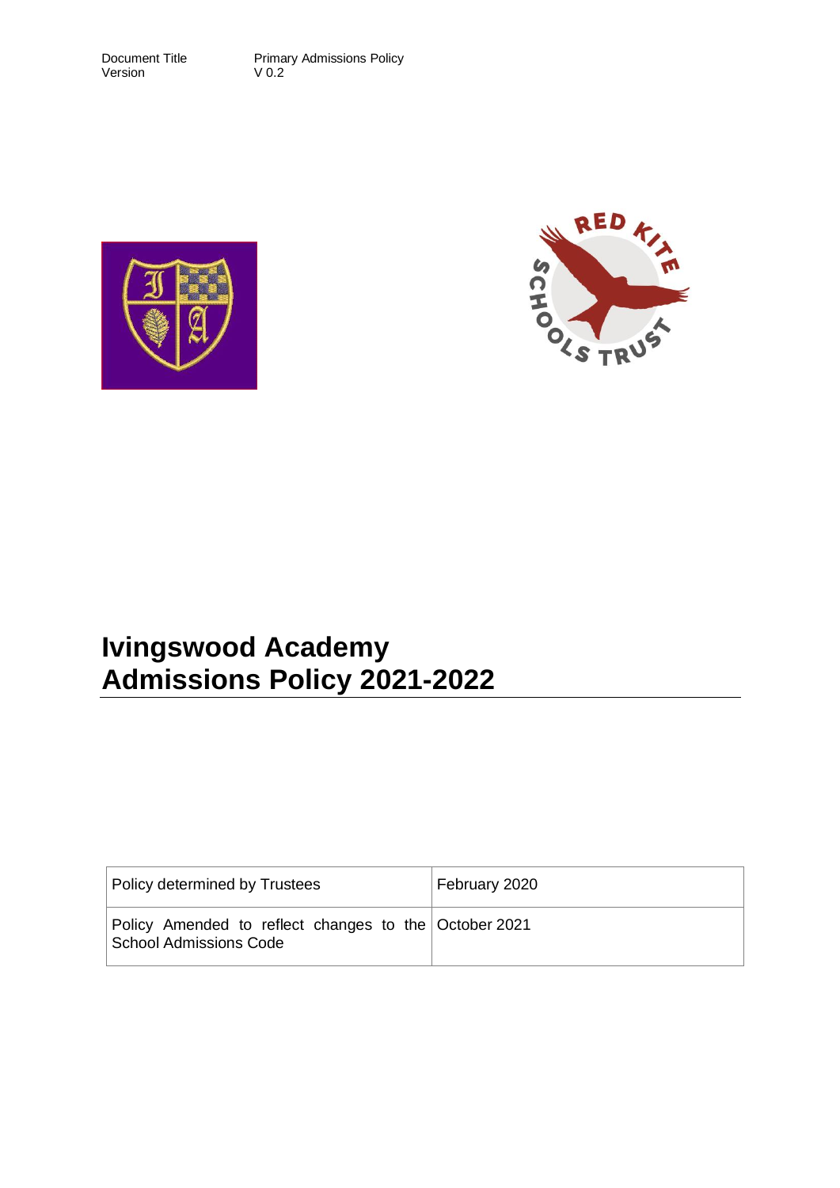Document Title Primary Admissions Policy
Version V 0.2

# Ivingswood Academy
# Admissions Policy 2021-2022

| Policy determined by Trustees | February 2020 |
| --- | --- |
| Policy Amended to reflect changes to the School Admissions Code | October 2021 |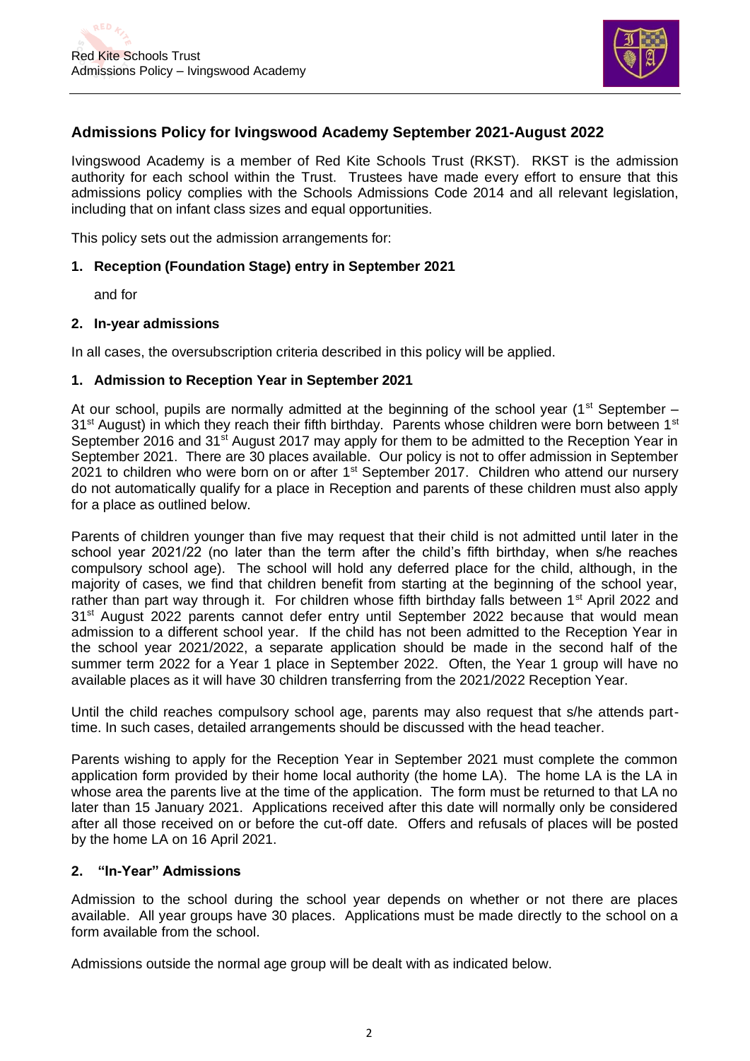## Admissions Policy for Ivingswood Academy September 2021-August 2022

Ivingswood Academy is a member of Red Kite Schools Trust (RKST). RKST is the admission authority for each school within the Trust. Trustees have made every effort to ensure that this admissions policy complies with the Schools Admissions Code 2014 and all relevant legislation, including that on infant class sizes and equal opportunities.

This policy sets out the admission arrangements for:

1. **Reception (Foundation Stage) entry in September 2021**

   and for

2. **In-year admissions**

In all cases, the oversubscription criteria described in this policy will be applied.

### 1. Admission to Reception Year in September 2021

At our school, pupils are normally admitted at the beginning of the school year (1st September – 31st August) in which they reach their fifth birthday. Parents whose children were born between 1st September 2016 and 31st August 2017 may apply for them to be admitted to the Reception Year in September 2021. There are 30 places available. Our policy is not to offer admission in September 2021 to children who were born on or after 1st September 2017. Children who attend our nursery do not automatically qualify for a place in Reception and parents of these children must also apply for a place as outlined below.

Parents of children younger than five may request that their child is not admitted until later in the school year 2021/22 (no later than the term after the child's fifth birthday, when s/he reaches compulsory school age). The school will hold any deferred place for the child, although, in the majority of cases, we find that children benefit from starting at the beginning of the school year, rather than part way through it. For children whose fifth birthday falls between 1st April 2022 and 31st August 2022 parents cannot defer entry until September 2022 because that would mean admission to a different school year. If the child has not been admitted to the Reception Year in the school year 2021/2022, a separate application should be made in the second half of the summer term 2022 for a Year 1 place in September 2022. Often, the Year 1 group will have no available places as it will have 30 children transferring from the 2021/2022 Reception Year.

Until the child reaches compulsory school age, parents may also request that s/he attends part-time. In such cases, detailed arrangements should be discussed with the head teacher.

Parents wishing to apply for the Reception Year in September 2021 must complete the common application form provided by their home local authority (the home LA). The home LA is the LA in whose area the parents live at the time of the application. The form must be returned to that LA no later than 15 January 2021. Applications received after this date will normally only be considered after all those received on or before the cut-off date. Offers and refusals of places will be posted by the home LA on 16 April 2021.

### 2. "In-Year" Admissions

Admission to the school during the school year depends on whether or not there are places available. All year groups have 30 places. Applications must be made directly to the school on a form available from the school.

Admissions outside the normal age group will be dealt with as indicated below.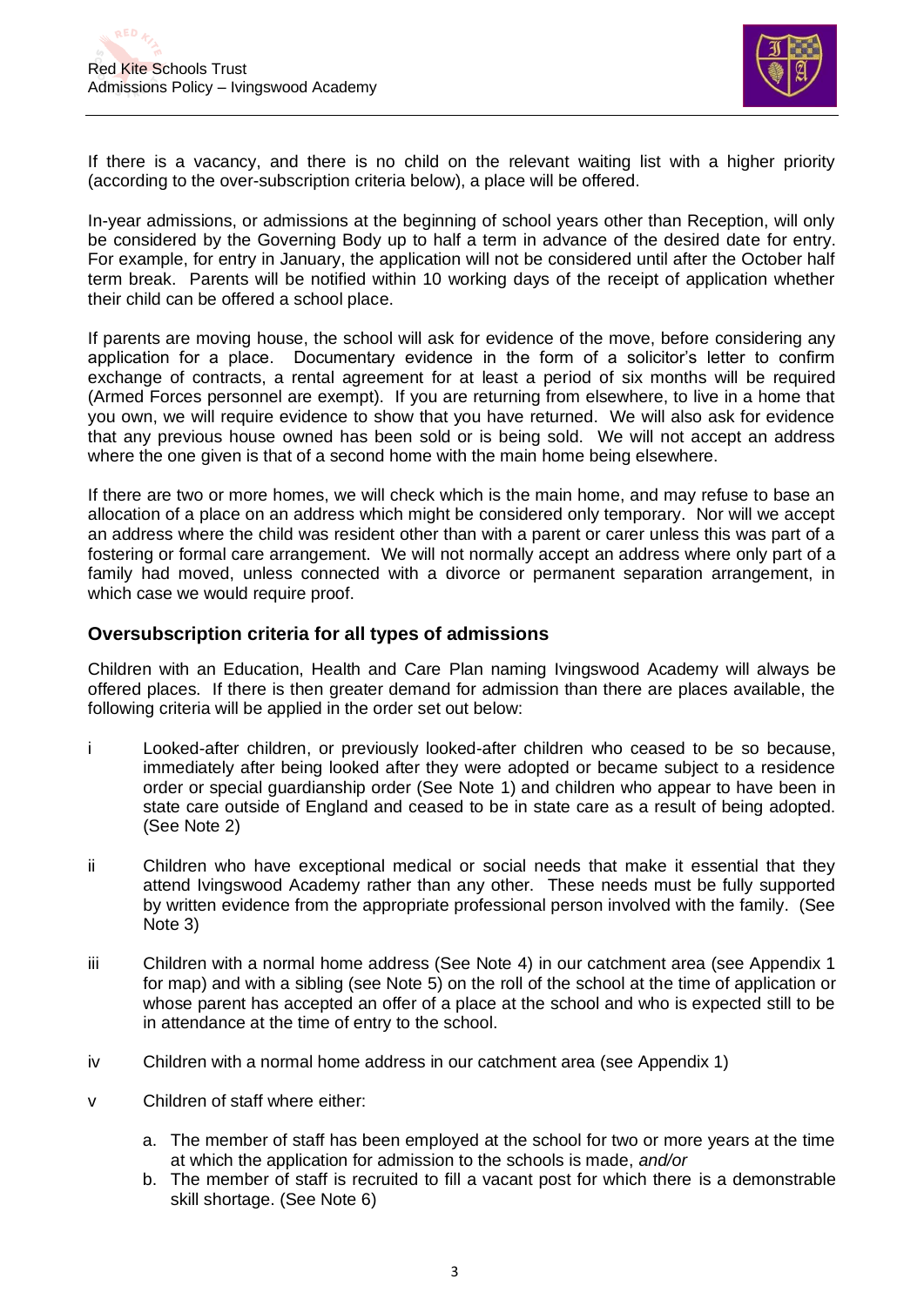If there is a vacancy, and there is no child on the relevant waiting list with a higher priority (according to the over-subscription criteria below), a place will be offered.

In-year admissions, or admissions at the beginning of school years other than Reception, will only be considered by the Governing Body up to half a term in advance of the desired date for entry. For example, for entry in January, the application will not be considered until after the October half term break. Parents will be notified within 10 working days of the receipt of application whether their child can be offered a school place.

If parents are moving house, the school will ask for evidence of the move, before considering any application for a place. Documentary evidence in the form of a solicitor's letter to confirm exchange of contracts, a rental agreement for at least a period of six months will be required (Armed Forces personnel are exempt). If you are returning from elsewhere, to live in a home that you own, we will require evidence to show that you have returned. We will also ask for evidence that any previous house owned has been sold or is being sold. We will not accept an address where the one given is that of a second home with the main home being elsewhere.

If there are two or more homes, we will check which is the main home, and may refuse to base an allocation of a place on an address which might be considered only temporary. Nor will we accept an address where the child was resident other than with a parent or carer unless this was part of a fostering or formal care arrangement. We will not normally accept an address where only part of a family had moved, unless connected with a divorce or permanent separation arrangement, in which case we would require proof.

## Oversubscription criteria for all types of admissions

Children with an Education, Health and Care Plan naming Ivingswood Academy will always be offered places. If there is then greater demand for admission than there are places available, the following criteria will be applied in the order set out below:

i Looked-after children, or previously looked-after children who ceased to be so because, immediately after being looked after they were adopted or became subject to a residence order or special guardianship order (See Note 1) and children who appear to have been in state care outside of England and ceased to be in state care as a result of being adopted. (See Note 2)

ii Children who have exceptional medical or social needs that make it essential that they attend Ivingswood Academy rather than any other. These needs must be fully supported by written evidence from the appropriate professional person involved with the family. (See Note 3)

iii Children with a normal home address (See Note 4) in our catchment area (see Appendix 1 for map) and with a sibling (see Note 5) on the roll of the school at the time of application or whose parent has accepted an offer of a place at the school and who is expected still to be in attendance at the time of entry to the school.

iv Children with a normal home address in our catchment area (see Appendix 1)

v Children of staff where either:

   a. The member of staff has been employed at the school for two or more years at the time at which the application for admission to the schools is made, *and/or*
   b. The member of staff is recruited to fill a vacant post for which there is a demonstrable skill shortage. (See Note 6)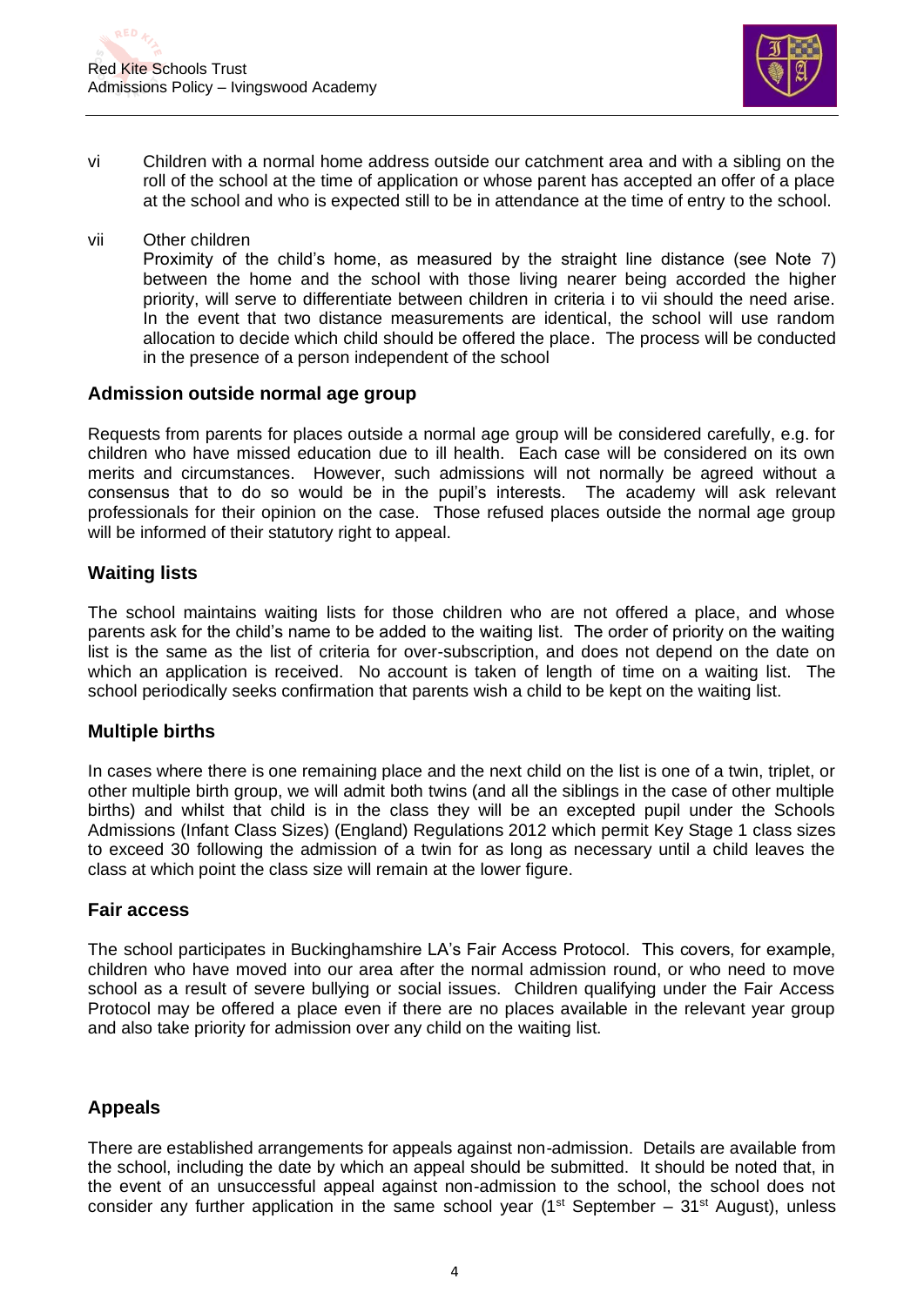vi Children with a normal home address outside our catchment area and with a sibling on the roll of the school at the time of application or whose parent has accepted an offer of a place at the school and who is expected still to be in attendance at the time of entry to the school.

vii Other children

Proximity of the child's home, as measured by the straight line distance (see Note 7) between the home and the school with those living nearer being accorded the higher priority, will serve to differentiate between children in criteria i to vii should the need arise. In the event that two distance measurements are identical, the school will use random allocation to decide which child should be offered the place. The process will be conducted in the presence of a person independent of the school

## Admission outside normal age group

Requests from parents for places outside a normal age group will be considered carefully, e.g. for children who have missed education due to ill health. Each case will be considered on its own merits and circumstances. However, such admissions will not normally be agreed without a consensus that to do so would be in the pupil's interests. The academy will ask relevant professionals for their opinion on the case. Those refused places outside the normal age group will be informed of their statutory right to appeal.

## Waiting lists

The school maintains waiting lists for those children who are not offered a place, and whose parents ask for the child's name to be added to the waiting list. The order of priority on the waiting list is the same as the list of criteria for over-subscription, and does not depend on the date on which an application is received. No account is taken of length of time on a waiting list. The school periodically seeks confirmation that parents wish a child to be kept on the waiting list.

## Multiple births

In cases where there is one remaining place and the next child on the list is one of a twin, triplet, or other multiple birth group, we will admit both twins (and all the siblings in the case of other multiple births) and whilst that child is in the class they will be an excepted pupil under the Schools Admissions (Infant Class Sizes) (England) Regulations 2012 which permit Key Stage 1 class sizes to exceed 30 following the admission of a twin for as long as necessary until a child leaves the class at which point the class size will remain at the lower figure.

## Fair access

The school participates in Buckinghamshire LA's Fair Access Protocol. This covers, for example, children who have moved into our area after the normal admission round, or who need to move school as a result of severe bullying or social issues. Children qualifying under the Fair Access Protocol may be offered a place even if there are no places available in the relevant year group and also take priority for admission over any child on the waiting list.

## Appeals

There are established arrangements for appeals against non-admission. Details are available from the school, including the date by which an appeal should be submitted. It should be noted that, in the event of an unsuccessful appeal against non-admission to the school, the school does not consider any further application in the same school year (1st September – 31st August), unless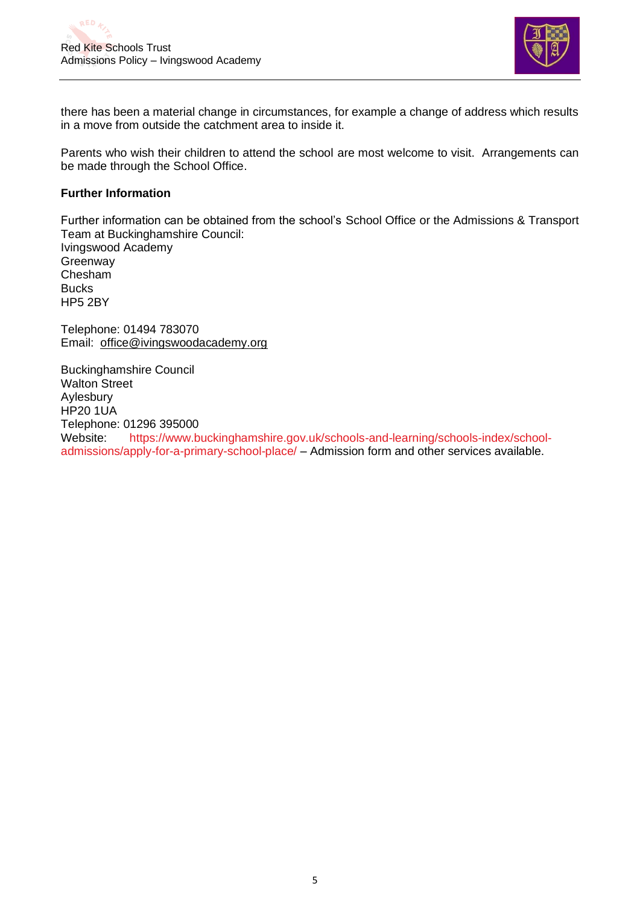there has been a material change in circumstances, for example a change of address which results in a move from outside the catchment area to inside it.

Parents who wish their children to attend the school are most welcome to visit. Arrangements can be made through the School Office.

**Further Information**

Further information can be obtained from the school's School Office or the Admissions & Transport Team at Buckinghamshire Council:
Ivingswood Academy
Greenway
Chesham
Bucks
HP5 2BY

Telephone: 01494 783070
Email: office@ivingswoodacademy.org

Buckinghamshire Council
Walton Street
Aylesbury
HP20 1UA
Telephone: 01296 395000
Website: https://www.buckinghamshire.gov.uk/schools-and-learning/schools-index/school-admissions/apply-for-a-primary-school-place/ – Admission form and other services available.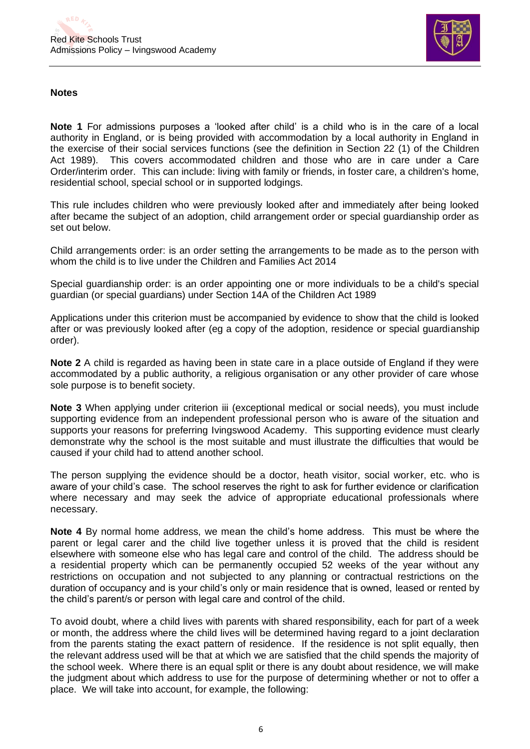## Notes

**Note 1** For admissions purposes a 'looked after child' is a child who is in the care of a local authority in England, or is being provided with accommodation by a local authority in England in the exercise of their social services functions (see the definition in Section 22 (1) of the Children Act 1989). This covers accommodated children and those who are in care under a Care Order/interim order. This can include: living with family or friends, in foster care, a children's home, residential school, special school or in supported lodgings.

This rule includes children who were previously looked after and immediately after being looked after became the subject of an adoption, child arrangement order or special guardianship order as set out below.

Child arrangements order: is an order setting the arrangements to be made as to the person with whom the child is to live under the Children and Families Act 2014

Special guardianship order: is an order appointing one or more individuals to be a child's special guardian (or special guardians) under Section 14A of the Children Act 1989

Applications under this criterion must be accompanied by evidence to show that the child is looked after or was previously looked after (eg a copy of the adoption, residence or special guardianship order).

**Note 2** A child is regarded as having been in state care in a place outside of England if they were accommodated by a public authority, a religious organisation or any other provider of care whose sole purpose is to benefit society.

**Note 3** When applying under criterion iii (exceptional medical or social needs), you must include supporting evidence from an independent professional person who is aware of the situation and supports your reasons for preferring Ivingswood Academy. This supporting evidence must clearly demonstrate why the school is the most suitable and must illustrate the difficulties that would be caused if your child had to attend another school.

The person supplying the evidence should be a doctor, heath visitor, social worker, etc. who is aware of your child's case. The school reserves the right to ask for further evidence or clarification where necessary and may seek the advice of appropriate educational professionals where necessary.

**Note 4** By normal home address, we mean the child's home address. This must be where the parent or legal carer and the child live together unless it is proved that the child is resident elsewhere with someone else who has legal care and control of the child. The address should be a residential property which can be permanently occupied 52 weeks of the year without any restrictions on occupation and not subjected to any planning or contractual restrictions on the duration of occupancy and is your child's only or main residence that is owned, leased or rented by the child's parent/s or person with legal care and control of the child.

To avoid doubt, where a child lives with parents with shared responsibility, each for part of a week or month, the address where the child lives will be determined having regard to a joint declaration from the parents stating the exact pattern of residence. If the residence is not split equally, then the relevant address used will be that at which we are satisfied that the child spends the majority of the school week. Where there is an equal split or there is any doubt about residence, we will make the judgment about which address to use for the purpose of determining whether or not to offer a place. We will take into account, for example, the following: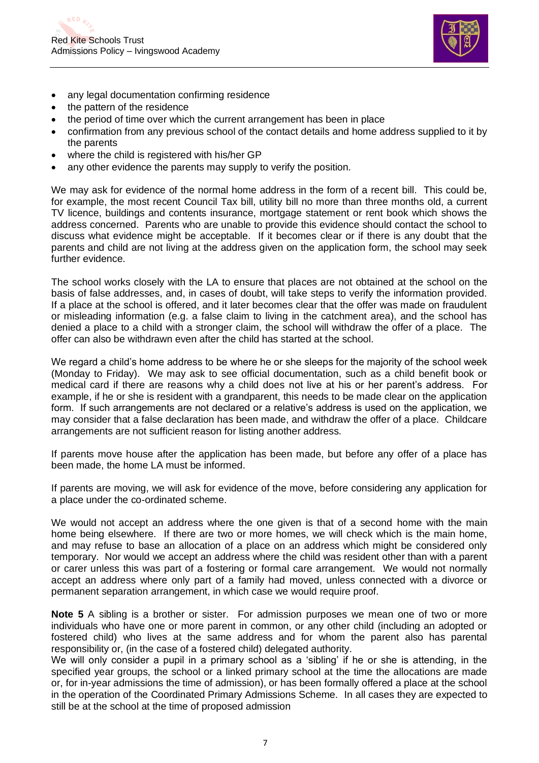- any legal documentation confirming residence
- the pattern of the residence
- the period of time over which the current arrangement has been in place
- confirmation from any previous school of the contact details and home address supplied to it by the parents
- where the child is registered with his/her GP
- any other evidence the parents may supply to verify the position.

We may ask for evidence of the normal home address in the form of a recent bill. This could be, for example, the most recent Council Tax bill, utility bill no more than three months old, a current TV licence, buildings and contents insurance, mortgage statement or rent book which shows the address concerned. Parents who are unable to provide this evidence should contact the school to discuss what evidence might be acceptable. If it becomes clear or if there is any doubt that the parents and child are not living at the address given on the application form, the school may seek further evidence.

The school works closely with the LA to ensure that places are not obtained at the school on the basis of false addresses, and, in cases of doubt, will take steps to verify the information provided. If a place at the school is offered, and it later becomes clear that the offer was made on fraudulent or misleading information (e.g. a false claim to living in the catchment area), and the school has denied a place to a child with a stronger claim, the school will withdraw the offer of a place. The offer can also be withdrawn even after the child has started at the school.

We regard a child's home address to be where he or she sleeps for the majority of the school week (Monday to Friday). We may ask to see official documentation, such as a child benefit book or medical card if there are reasons why a child does not live at his or her parent's address. For example, if he or she is resident with a grandparent, this needs to be made clear on the application form. If such arrangements are not declared or a relative's address is used on the application, we may consider that a false declaration has been made, and withdraw the offer of a place. Childcare arrangements are not sufficient reason for listing another address.

If parents move house after the application has been made, but before any offer of a place has been made, the home LA must be informed.

If parents are moving, we will ask for evidence of the move, before considering any application for a place under the co-ordinated scheme.

We would not accept an address where the one given is that of a second home with the main home being elsewhere. If there are two or more homes, we will check which is the main home, and may refuse to base an allocation of a place on an address which might be considered only temporary. Nor would we accept an address where the child was resident other than with a parent or carer unless this was part of a fostering or formal care arrangement. We would not normally accept an address where only part of a family had moved, unless connected with a divorce or permanent separation arrangement, in which case we would require proof.

**Note 5** A sibling is a brother or sister. For admission purposes we mean one of two or more individuals who have one or more parent in common, or any other child (including an adopted or fostered child) who lives at the same address and for whom the parent also has parental responsibility or, (in the case of a fostered child) delegated authority.
We will only consider a pupil in a primary school as a 'sibling' if he or she is attending, in the specified year groups, the school or a linked primary school at the time the allocations are made or, for in-year admissions the time of admission), or has been formally offered a place at the school in the operation of the Coordinated Primary Admissions Scheme. In all cases they are expected to still be at the school at the time of proposed admission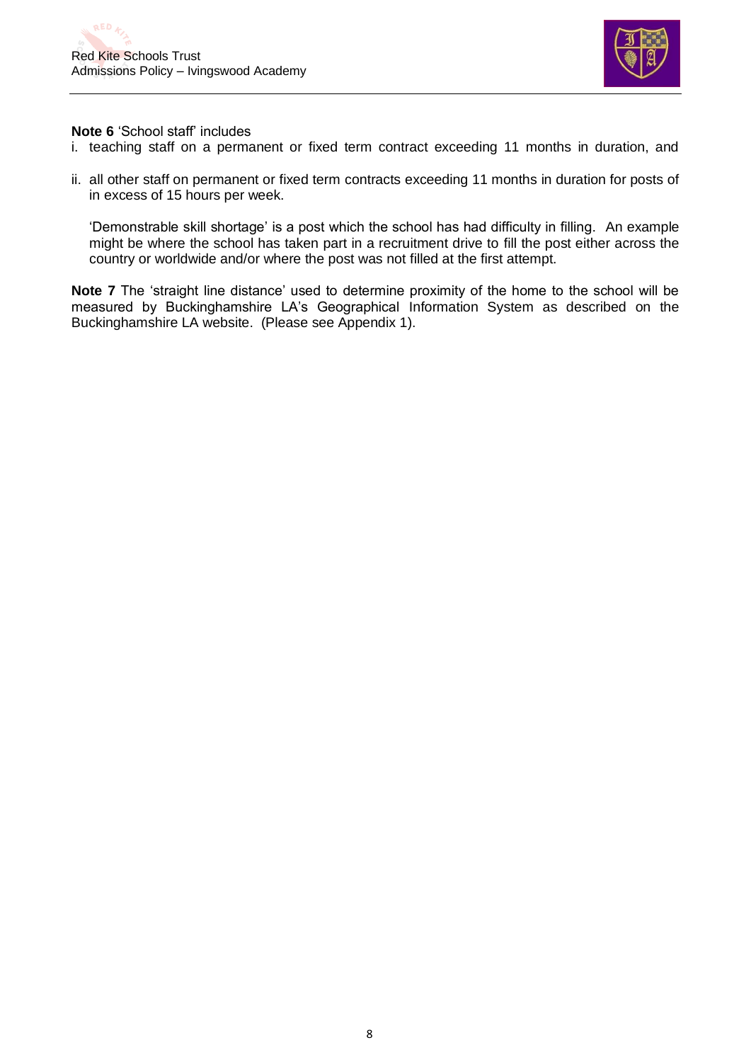**Note 6** 'School staff' includes

i. teaching staff on a permanent or fixed term contract exceeding 11 months in duration, and

ii. all other staff on permanent or fixed term contracts exceeding 11 months in duration for posts of in excess of 15 hours per week.

   'Demonstrable skill shortage' is a post which the school has had difficulty in filling. An example might be where the school has taken part in a recruitment drive to fill the post either across the country or worldwide and/or where the post was not filled at the first attempt.

**Note 7** The 'straight line distance' used to determine proximity of the home to the school will be measured by Buckinghamshire LA's Geographical Information System as described on the Buckinghamshire LA website. (Please see Appendix 1).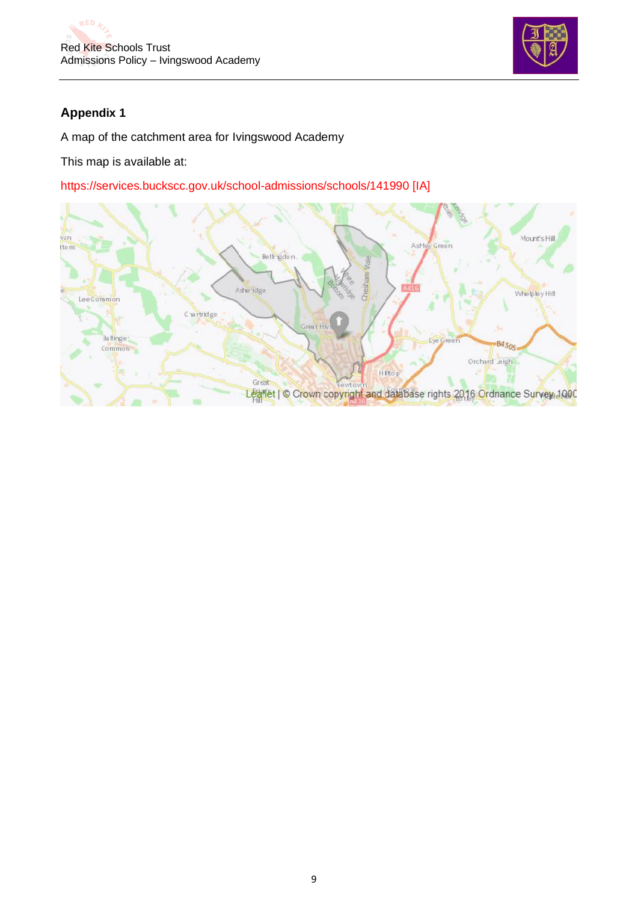## Appendix 1

A map of the catchment area for Ivingswood Academy

This map is available at:

https://services.buckscc.gov.uk/school-admissions/schools/141990 [IA]

Leaflet | © Crown copyright and database rights 2016 Ordnance Survey 1000